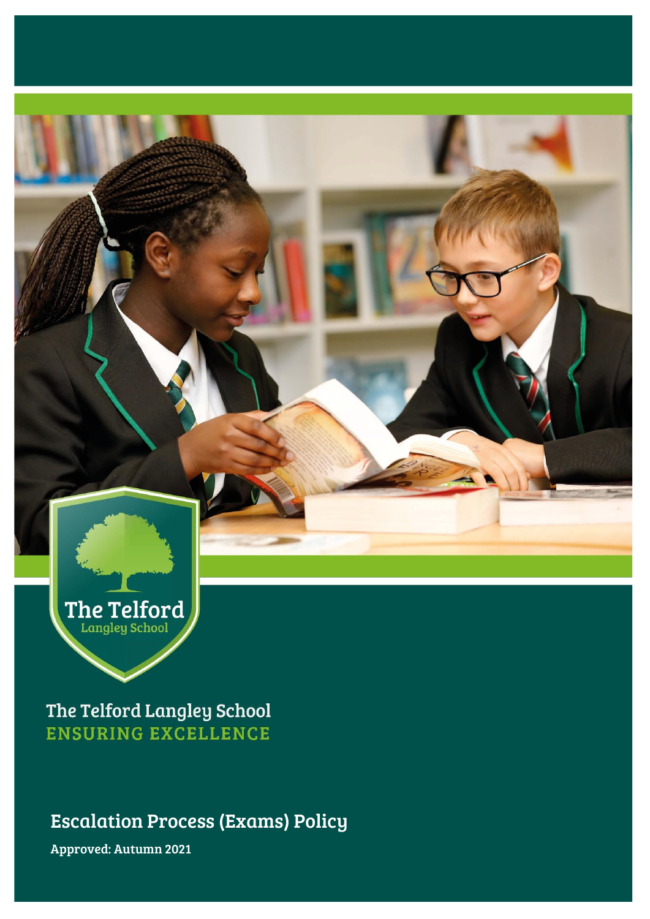The Telford
Langley School

The Telford Langley School
ENSURING EXCELLENCE

# Escalation Process (Exams) Policy

**Approved: Autumn 2021**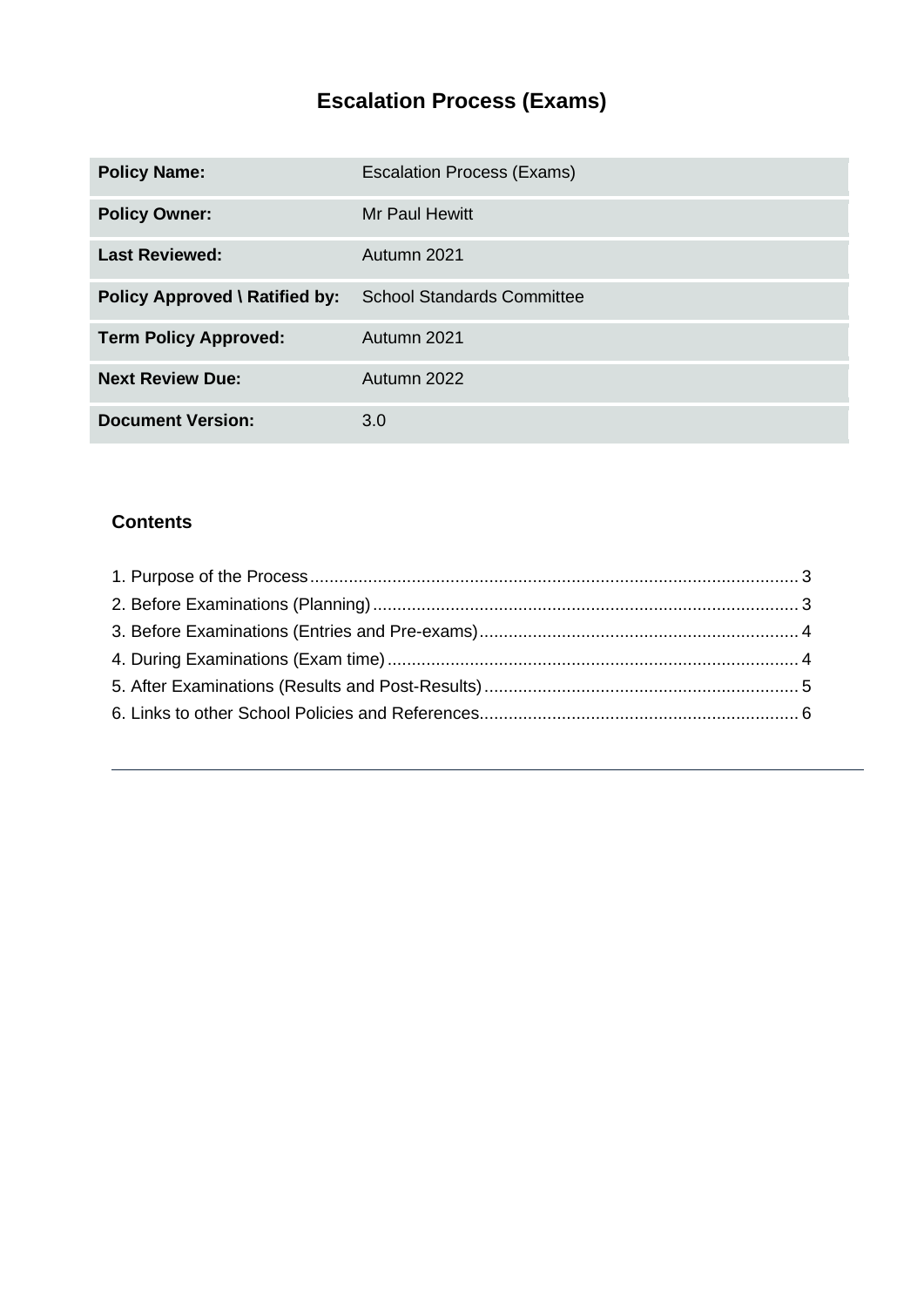# Escalation Process (Exams)

| Policy Name: | Escalation Process (Exams) |
|---|---|
| Policy Owner: | Mr Paul Hewitt |
| Last Reviewed: | Autumn 2021 |
| Policy Approved \ Ratified by: | School Standards Committee |
| Term Policy Approved: | Autumn 2021 |
| Next Review Due: | Autumn 2022 |
| Document Version: | 3.0 |

## Contents

1. Purpose of the Process ..... 3
2. Before Examinations (Planning) ..... 3
3. Before Examinations (Entries and Pre-exams) ..... 4
4. During Examinations (Exam time) ..... 4
5. After Examinations (Results and Post-Results) ..... 5
6. Links to other School Policies and References ..... 6

---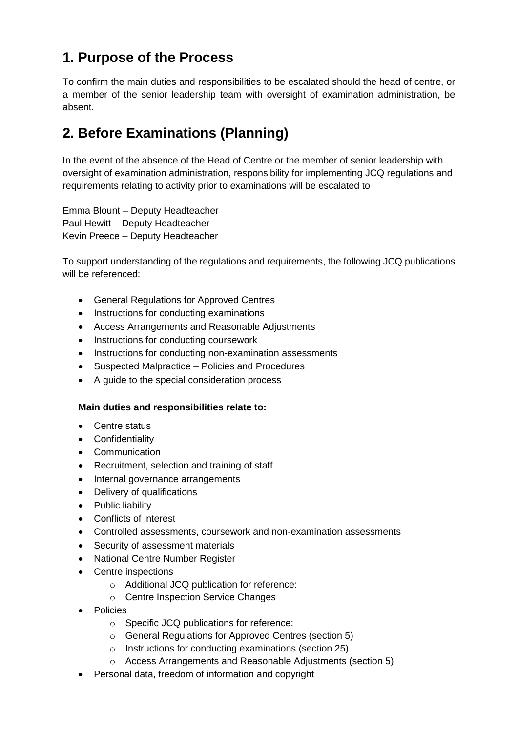## 1. Purpose of the Process

To confirm the main duties and responsibilities to be escalated should the head of centre, or a member of the senior leadership team with oversight of examination administration, be absent.

## 2. Before Examinations (Planning)

In the event of the absence of the Head of Centre or the member of senior leadership with oversight of examination administration, responsibility for implementing JCQ regulations and requirements relating to activity prior to examinations will be escalated to

Emma Blount – Deputy Headteacher
Paul Hewitt – Deputy Headteacher
Kevin Preece – Deputy Headteacher

To support understanding of the regulations and requirements, the following JCQ publications will be referenced:

- General Regulations for Approved Centres
- Instructions for conducting examinations
- Access Arrangements and Reasonable Adjustments
- Instructions for conducting coursework
- Instructions for conducting non-examination assessments
- Suspected Malpractice – Policies and Procedures
- A guide to the special consideration process

**Main duties and responsibilities relate to:**

- Centre status
- Confidentiality
- Communication
- Recruitment, selection and training of staff
- Internal governance arrangements
- Delivery of qualifications
- Public liability
- Conflicts of interest
- Controlled assessments, coursework and non-examination assessments
- Security of assessment materials
- National Centre Number Register
- Centre inspections
  - Additional JCQ publication for reference:
  - Centre Inspection Service Changes
- Policies
  - Specific JCQ publications for reference:
  - General Regulations for Approved Centres (section 5)
  - Instructions for conducting examinations (section 25)
  - Access Arrangements and Reasonable Adjustments (section 5)
- Personal data, freedom of information and copyright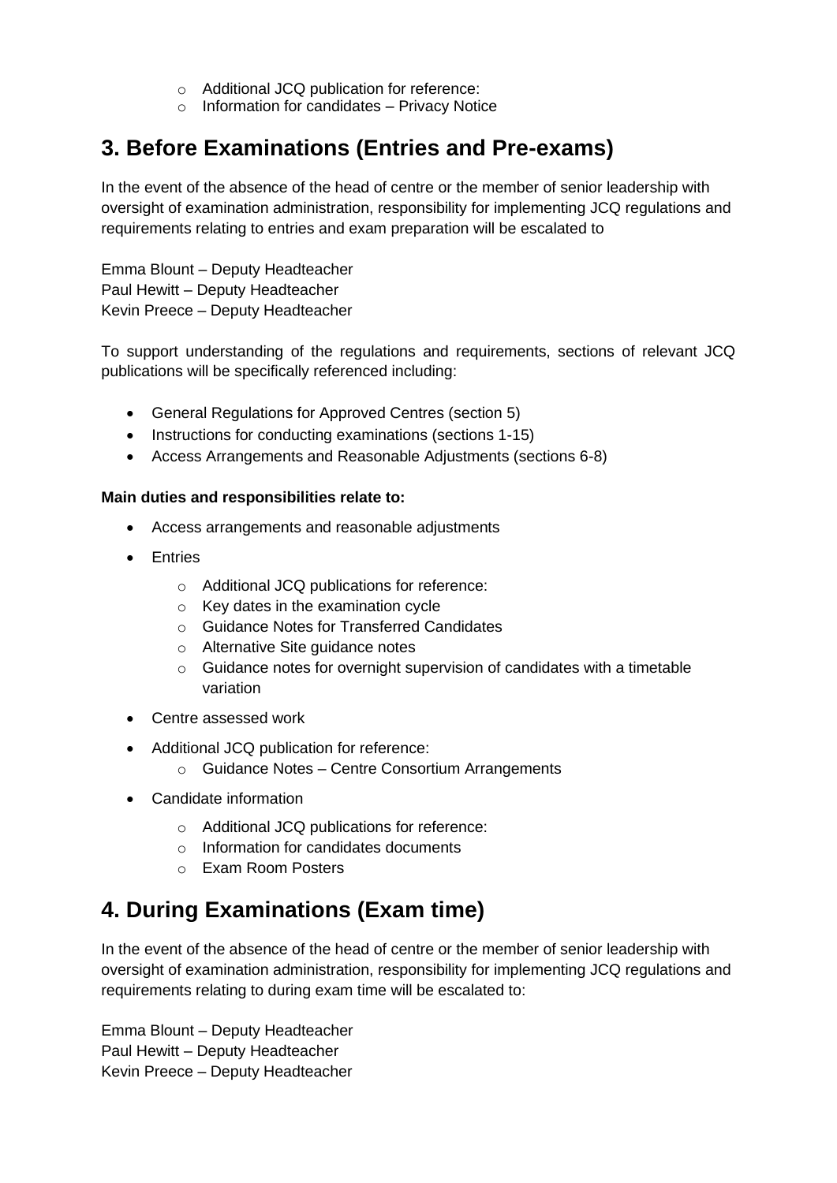- Additional JCQ publication for reference:
- Information for candidates – Privacy Notice

## 3. Before Examinations (Entries and Pre-exams)

In the event of the absence of the head of centre or the member of senior leadership with oversight of examination administration, responsibility for implementing JCQ regulations and requirements relating to entries and exam preparation will be escalated to

Emma Blount – Deputy Headteacher
Paul Hewitt – Deputy Headteacher
Kevin Preece – Deputy Headteacher

To support understanding of the regulations and requirements, sections of relevant JCQ publications will be specifically referenced including:

- General Regulations for Approved Centres (section 5)
- Instructions for conducting examinations (sections 1-15)
- Access Arrangements and Reasonable Adjustments (sections 6-8)

**Main duties and responsibilities relate to:**

- Access arrangements and reasonable adjustments
- Entries
  - Additional JCQ publications for reference:
  - Key dates in the examination cycle
  - Guidance Notes for Transferred Candidates
  - Alternative Site guidance notes
  - Guidance notes for overnight supervision of candidates with a timetable variation
- Centre assessed work
- Additional JCQ publication for reference:
  - Guidance Notes – Centre Consortium Arrangements
- Candidate information
  - Additional JCQ publications for reference:
  - Information for candidates documents
  - Exam Room Posters

## 4. During Examinations (Exam time)

In the event of the absence of the head of centre or the member of senior leadership with oversight of examination administration, responsibility for implementing JCQ regulations and requirements relating to during exam time will be escalated to:

Emma Blount – Deputy Headteacher
Paul Hewitt – Deputy Headteacher
Kevin Preece – Deputy Headteacher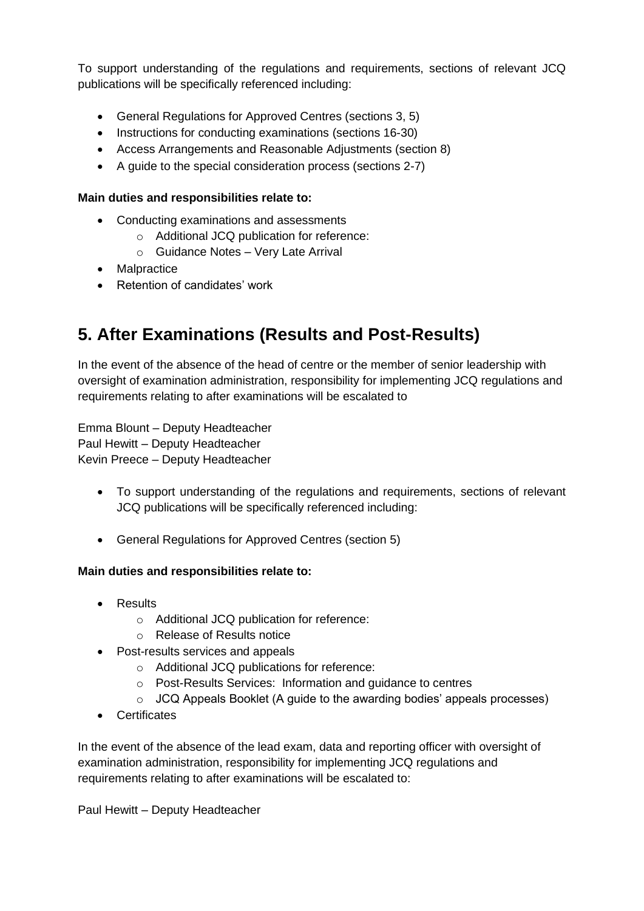To support understanding of the regulations and requirements, sections of relevant JCQ publications will be specifically referenced including:

- General Regulations for Approved Centres (sections 3, 5)
- Instructions for conducting examinations (sections 16-30)
- Access Arrangements and Reasonable Adjustments (section 8)
- A guide to the special consideration process (sections 2-7)

**Main duties and responsibilities relate to:**

- Conducting examinations and assessments
    - Additional JCQ publication for reference:
    - Guidance Notes – Very Late Arrival
- Malpractice
- Retention of candidates' work

## 5. After Examinations (Results and Post-Results)

In the event of the absence of the head of centre or the member of senior leadership with oversight of examination administration, responsibility for implementing JCQ regulations and requirements relating to after examinations will be escalated to

Emma Blount – Deputy Headteacher
Paul Hewitt – Deputy Headteacher
Kevin Preece – Deputy Headteacher

- To support understanding of the regulations and requirements, sections of relevant JCQ publications will be specifically referenced including:
- General Regulations for Approved Centres (section 5)

**Main duties and responsibilities relate to:**

- Results
    - Additional JCQ publication for reference:
    - Release of Results notice
- Post-results services and appeals
    - Additional JCQ publications for reference:
    - Post-Results Services: Information and guidance to centres
    - JCQ Appeals Booklet (A guide to the awarding bodies' appeals processes)
- Certificates

In the event of the absence of the lead exam, data and reporting officer with oversight of examination administration, responsibility for implementing JCQ regulations and requirements relating to after examinations will be escalated to:

Paul Hewitt – Deputy Headteacher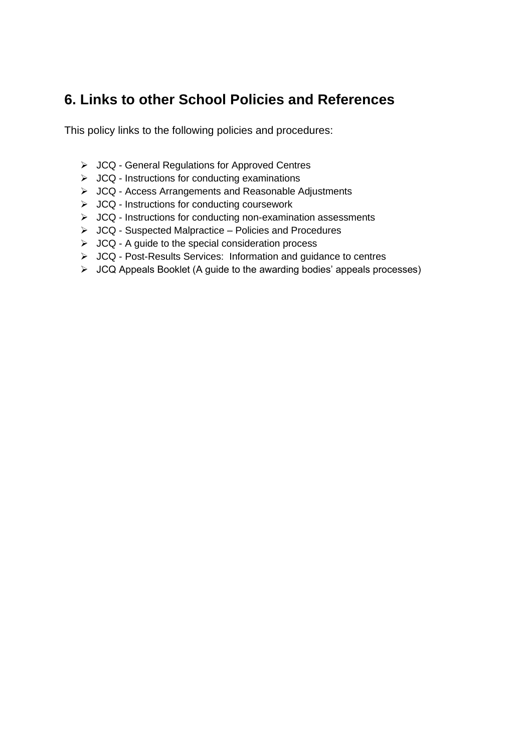## 6. Links to other School Policies and References

This policy links to the following policies and procedures:

- JCQ - General Regulations for Approved Centres
- JCQ - Instructions for conducting examinations
- JCQ - Access Arrangements and Reasonable Adjustments
- JCQ - Instructions for conducting coursework
- JCQ - Instructions for conducting non-examination assessments
- JCQ - Suspected Malpractice – Policies and Procedures
- JCQ - A guide to the special consideration process
- JCQ - Post-Results Services: Information and guidance to centres
- JCQ Appeals Booklet (A guide to the awarding bodies' appeals processes)